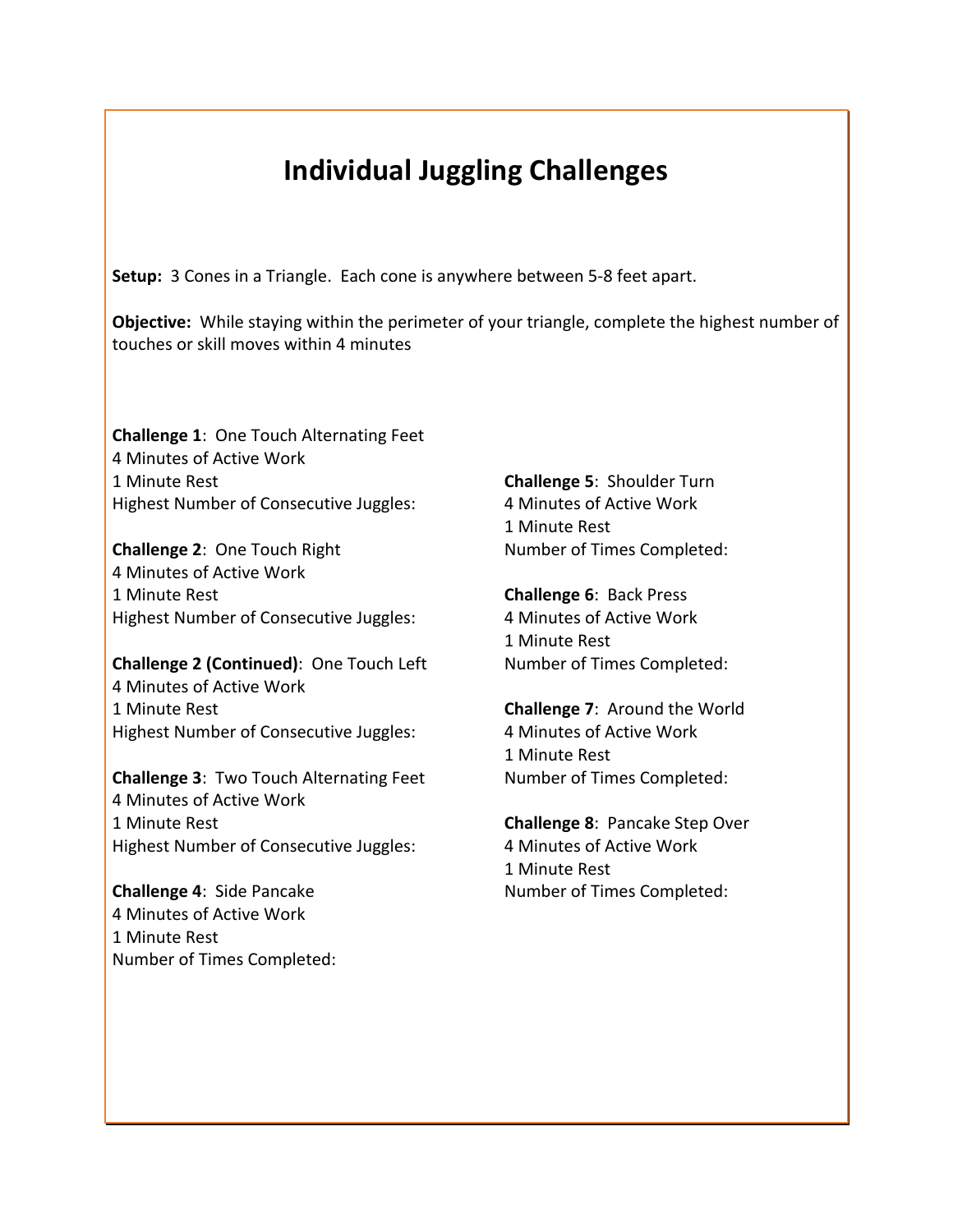# Individual Juggling Challenges

**Setup:** 3 Cones in a Triangle. Each cone is anywhere between 5-8 feet apart.

**Objective:** While staying within the perimeter of your triangle, complete the highest number of touches or skill moves within 4 minutes

**Challenge 1**: One Touch Alternating Feet
4 Minutes of Active Work
1 Minute Rest
Highest Number of Consecutive Juggles:

**Challenge 2**: One Touch Right
4 Minutes of Active Work
1 Minute Rest
Highest Number of Consecutive Juggles:

**Challenge 2 (Continued)**: One Touch Left
4 Minutes of Active Work
1 Minute Rest
Highest Number of Consecutive Juggles:

**Challenge 3**: Two Touch Alternating Feet
4 Minutes of Active Work
1 Minute Rest
Highest Number of Consecutive Juggles:

**Challenge 4**: Side Pancake
4 Minutes of Active Work
1 Minute Rest
Number of Times Completed:

**Challenge 5**: Shoulder Turn
4 Minutes of Active Work
1 Minute Rest
Number of Times Completed:

**Challenge 6**: Back Press
4 Minutes of Active Work
1 Minute Rest
Number of Times Completed:

**Challenge 7**: Around the World
4 Minutes of Active Work
1 Minute Rest
Number of Times Completed:

**Challenge 8**: Pancake Step Over
4 Minutes of Active Work
1 Minute Rest
Number of Times Completed: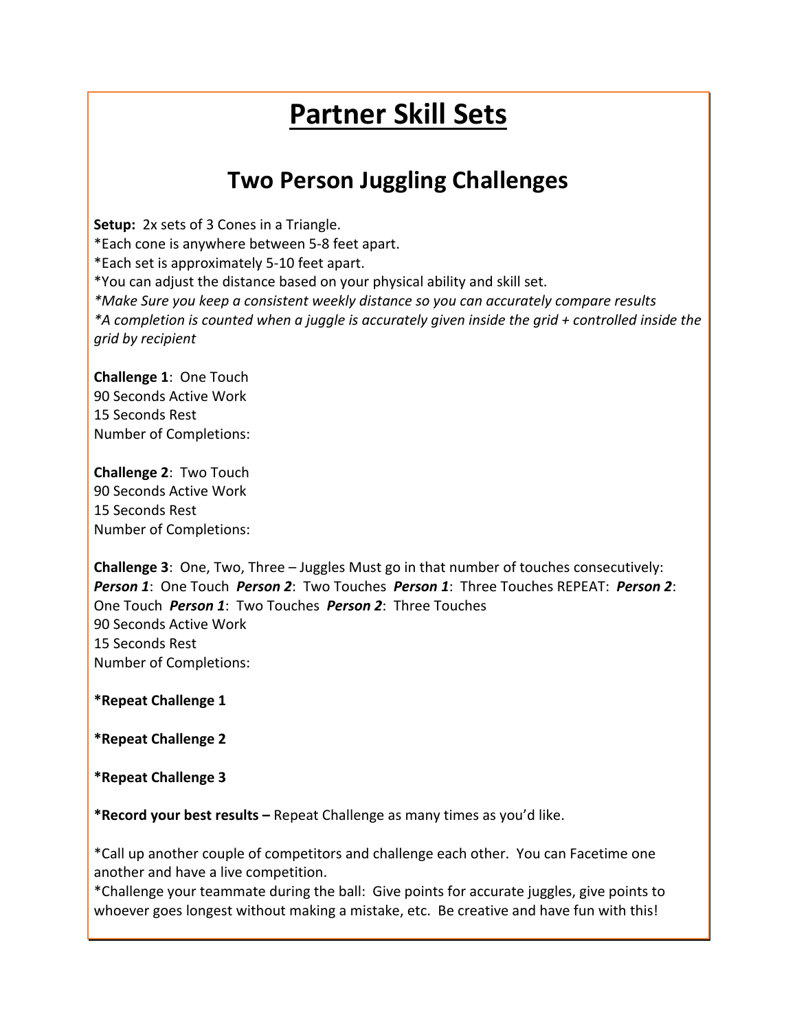# Partner Skill Sets

## Two Person Juggling Challenges

**Setup:** 2x sets of 3 Cones in a Triangle.
*Each cone is anywhere between 5-8 feet apart.
*Each set is approximately 5-10 feet apart.
*You can adjust the distance based on your physical ability and skill set.
*\*Make Sure you keep a consistent weekly distance so you can accurately compare results*
*\*A completion is counted when a juggle is accurately given inside the grid + controlled inside the grid by recipient*

**Challenge 1**: One Touch
90 Seconds Active Work
15 Seconds Rest
Number of Completions:

**Challenge 2**: Two Touch
90 Seconds Active Work
15 Seconds Rest
Number of Completions:

**Challenge 3**: One, Two, Three – Juggles Must go in that number of touches consecutively: ***Person 1***: One Touch ***Person 2***: Two Touches ***Person 1***: Three Touches REPEAT: ***Person 2***: One Touch ***Person 1***: Two Touches ***Person 2***: Three Touches
90 Seconds Active Work
15 Seconds Rest
Number of Completions:

**\*Repeat Challenge 1**

**\*Repeat Challenge 2**

**\*Repeat Challenge 3**

**\*Record your best results –** Repeat Challenge as many times as you'd like.

*Call up another couple of competitors and challenge each other. You can Facetime one another and have a live competition.
*Challenge your teammate during the ball: Give points for accurate juggles, give points to whoever goes longest without making a mistake, etc. Be creative and have fun with this!